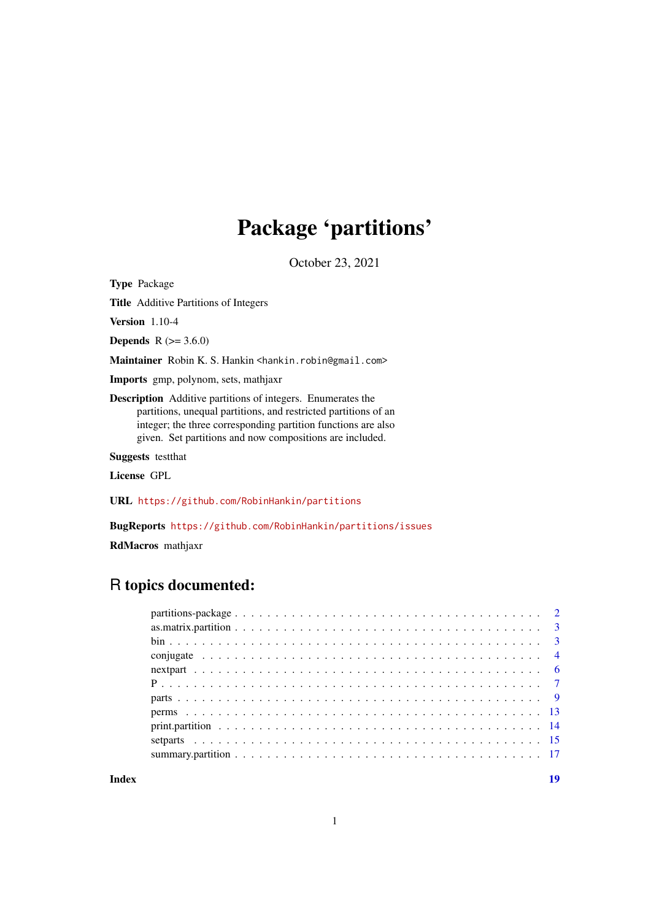# Package 'partitions'

October 23, 2021

**Type** Package

**Title** Additive Partitions of Integers

**Version** 1.10-4

**Depends** R (>= 3.6.0)

**Maintainer** Robin K. S. Hankin <hankin.robin@gmail.com>

**Imports** gmp, polynom, sets, mathjaxr

**Description** Additive partitions of integers. Enumerates the partitions, unequal partitions, and restricted partitions of an integer; the three corresponding partition functions are also given. Set partitions and now compositions are included.

**Suggests** testthat

**License** GPL

**URL** https://github.com/RobinHankin/partitions

**BugReports** https://github.com/RobinHankin/partitions/issues

**RdMacros** mathjaxr

## R topics documented:

| | |
|---|---|
| partitions-package | 2 |
| as.matrix.partition | 3 |
| bin | 3 |
| conjugate | 4 |
| nextpart | 6 |
| P | 7 |
| parts | 9 |
| perms | 13 |
| print.partition | 14 |
| setparts | 15 |
| summary.partition | 17 |
| **Index** | **19** |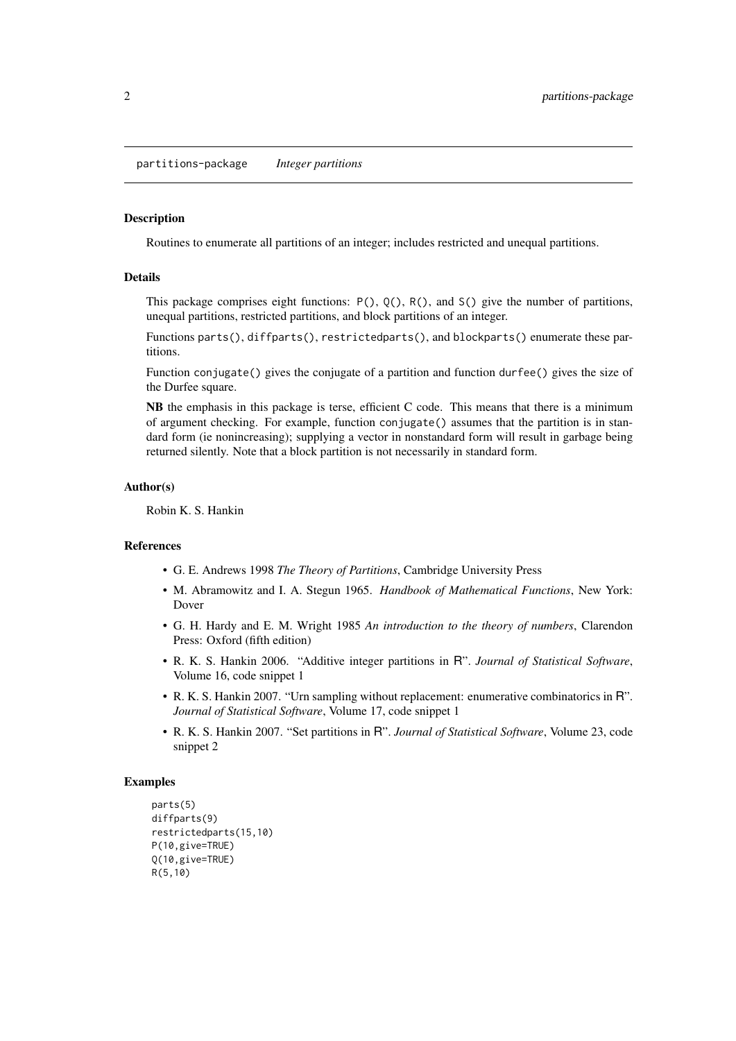partitions-package *Integer partitions*

### Description

Routines to enumerate all partitions of an integer; includes restricted and unequal partitions.

### Details

This package comprises eight functions: `P()`, `Q()`, `R()`, and `S()` give the number of partitions, unequal partitions, restricted partitions, and block partitions of an integer.

Functions `parts()`, `diffparts()`, `restrictedparts()`, and `blockparts()` enumerate these partitions.

Function `conjugate()` gives the conjugate of a partition and function `durfee()` gives the size of the Durfee square.

**NB** the emphasis in this package is terse, efficient C code. This means that there is a minimum of argument checking. For example, function `conjugate()` assumes that the partition is in standard form (ie nonincreasing); supplying a vector in nonstandard form will result in garbage being returned silently. Note that a block partition is not necessarily in standard form.

### Author(s)

Robin K. S. Hankin

### References

- G. E. Andrews 1998 *The Theory of Partitions*, Cambridge University Press
- M. Abramowitz and I. A. Stegun 1965. *Handbook of Mathematical Functions*, New York: Dover
- G. H. Hardy and E. M. Wright 1985 *An introduction to the theory of numbers*, Clarendon Press: Oxford (fifth edition)
- R. K. S. Hankin 2006. "Additive integer partitions in R". *Journal of Statistical Software*, Volume 16, code snippet 1
- R. K. S. Hankin 2007. "Urn sampling without replacement: enumerative combinatorics in R". *Journal of Statistical Software*, Volume 17, code snippet 1
- R. K. S. Hankin 2007. "Set partitions in R". *Journal of Statistical Software*, Volume 23, code snippet 2

### Examples

```
parts(5)
diffparts(9)
restrictedparts(15,10)
P(10,give=TRUE)
Q(10,give=TRUE)
R(5,10)
```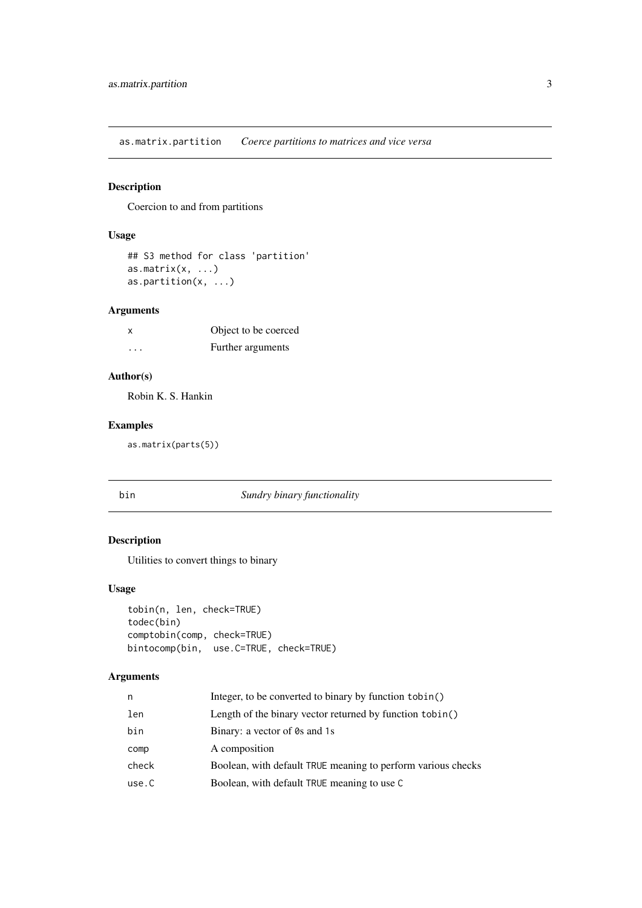## as.matrix.partition *Coerce partitions to matrices and vice versa*

### Description

Coercion to and from partitions

### Usage

```
## S3 method for class 'partition'
as.matrix(x, ...)
as.partition(x, ...)
```

### Arguments

| | |
|---|---|
| x | Object to be coerced |
| ... | Further arguments |

### Author(s)

Robin K. S. Hankin

### Examples

```
as.matrix(parts(5))
```

## bin *Sundry binary functionality*

### Description

Utilities to convert things to binary

### Usage

```
tobin(n, len, check=TRUE)
todec(bin)
comptobin(comp, check=TRUE)
bintocomp(bin,  use.C=TRUE, check=TRUE)
```

### Arguments

| | |
|---|---|
| n | Integer, to be converted to binary by function `tobin()` |
| len | Length of the binary vector returned by function `tobin()` |
| bin | Binary: a vector of `0`s and `1`s |
| comp | A composition |
| check | Boolean, with default `TRUE` meaning to perform various checks |
| use.C | Boolean, with default `TRUE` meaning to use `C` |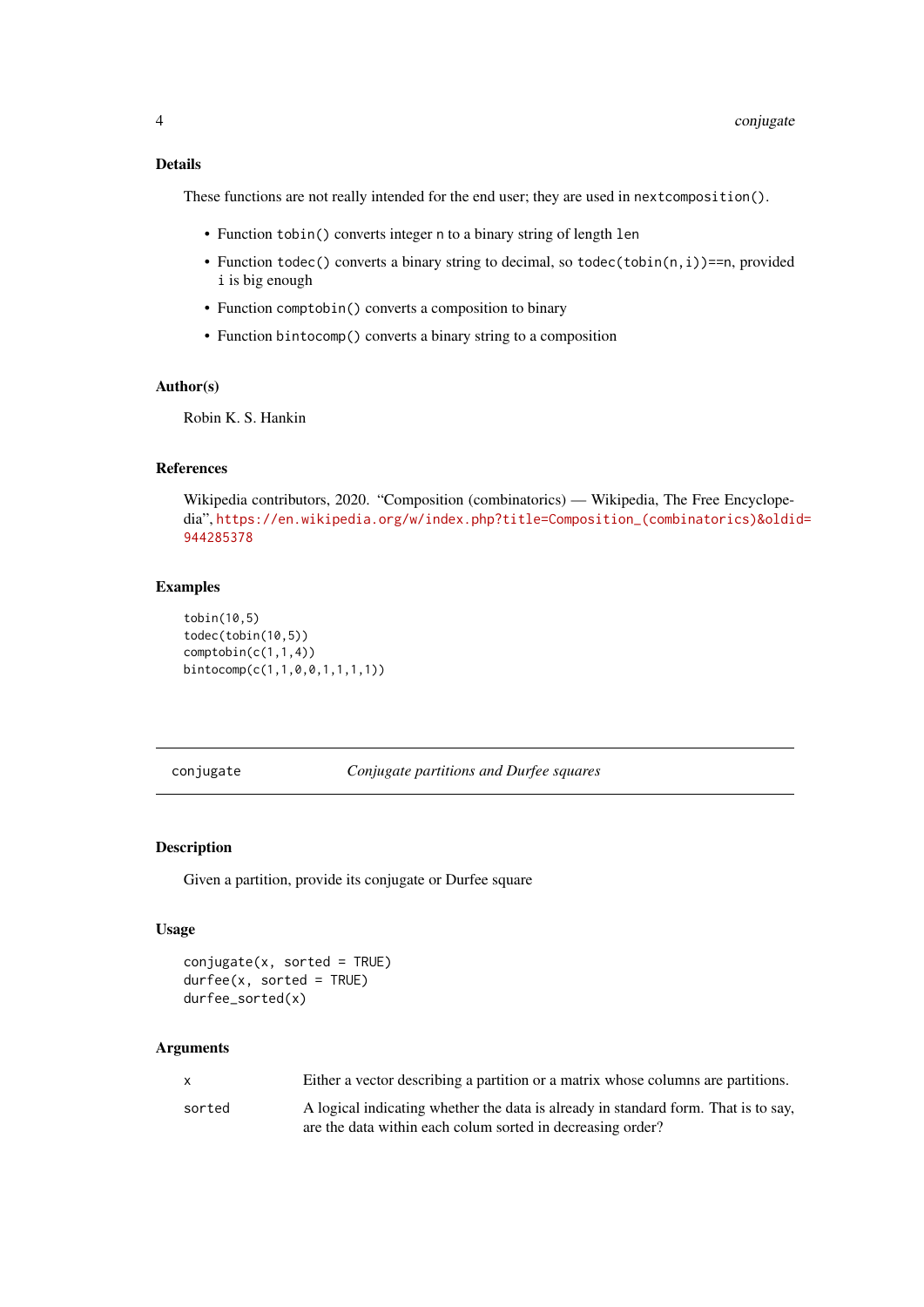## Details

These functions are not really intended for the end user; they are used in `nextcomposition()`.

- Function `tobin()` converts integer `n` to a binary string of length `len`
- Function `todec()` converts a binary string to decimal, so `todec(tobin(n,i))==n`, provided `i` is big enough
- Function `comptobin()` converts a composition to binary
- Function `bintocomp()` converts a binary string to a composition

## Author(s)

Robin K. S. Hankin

## References

Wikipedia contributors, 2020. "Composition (combinatorics) — Wikipedia, The Free Encyclopedia", https://en.wikipedia.org/w/index.php?title=Composition_(combinatorics)&oldid=944285378

## Examples

```
tobin(10,5)
todec(tobin(10,5))
comptobin(c(1,1,4))
bintocomp(c(1,1,0,0,1,1,1,1))
```

---

# conjugate — *Conjugate partitions and Durfee squares*

---

## Description

Given a partition, provide its conjugate or Durfee square

## Usage

```
conjugate(x, sorted = TRUE)
durfee(x, sorted = TRUE)
durfee_sorted(x)
```

## Arguments

| | |
|---|---|
| `x` | Either a vector describing a partition or a matrix whose columns are partitions. |
| `sorted` | A logical indicating whether the data is already in standard form. That is to say, are the data within each colum sorted in decreasing order? |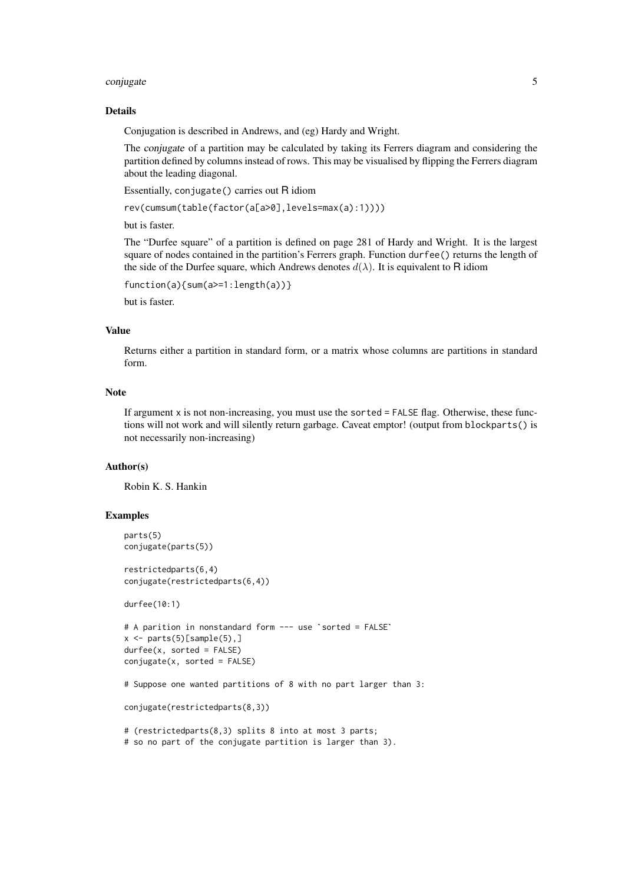### Details

Conjugation is described in Andrews, and (eg) Hardy and Wright.

The *conjugate* of a partition may be calculated by taking its Ferrers diagram and considering the partition defined by columns instead of rows. This may be visualised by flipping the Ferrers diagram about the leading diagonal.

Essentially, `conjugate()` carries out R idiom

```
rev(cumsum(table(factor(a[a>0],levels=max(a):1))))
```

but is faster.

The "Durfee square" of a partition is defined on page 281 of Hardy and Wright. It is the largest square of nodes contained in the partition's Ferrers graph. Function `durfee()` returns the length of the side of the Durfee square, which Andrews denotes $d(\lambda)$. It is equivalent to R idiom

```
function(a){sum(a>=1:length(a))}
```

but is faster.

### Value

Returns either a partition in standard form, or a matrix whose columns are partitions in standard form.

### Note

If argument `x` is not non-increasing, you must use the `sorted = FALSE` flag. Otherwise, these functions will not work and will silently return garbage. Caveat emptor! (output from `blockparts()` is not necessarily non-increasing)

### Author(s)

Robin K. S. Hankin

### Examples

```
parts(5)
conjugate(parts(5))

restrictedparts(6,4)
conjugate(restrictedparts(6,4))

durfee(10:1)

# A parition in nonstandard form --- use `sorted = FALSE`
x <- parts(5)[sample(5),]
durfee(x, sorted = FALSE)
conjugate(x, sorted = FALSE)

# Suppose one wanted partitions of 8 with no part larger than 3:

conjugate(restrictedparts(8,3))

# (restrictedparts(8,3) splits 8 into at most 3 parts;
# so no part of the conjugate partition is larger than 3).
```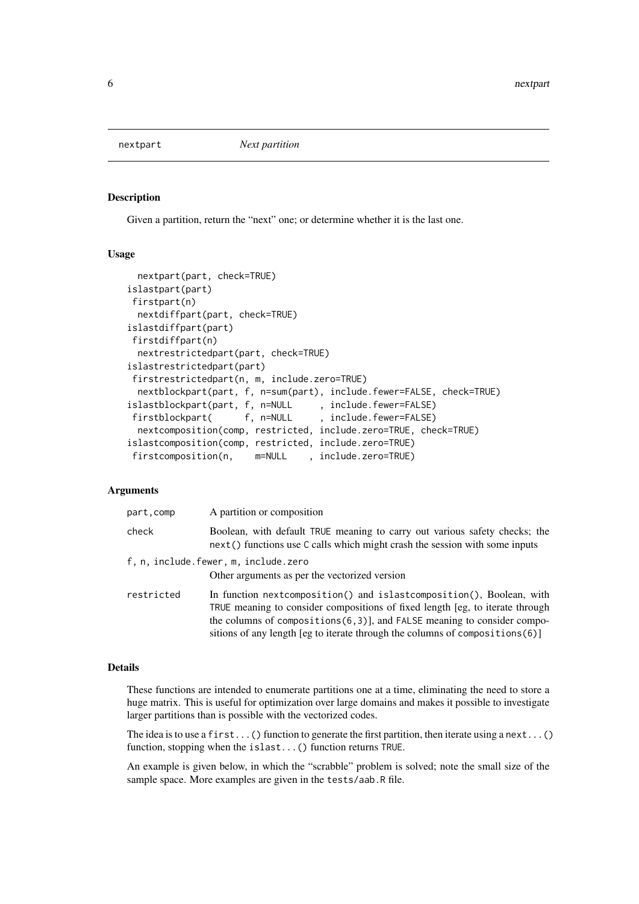# nextpart — *Next partition*

## Description

Given a partition, return the "next" one; or determine whether it is the last one.

## Usage

```
  nextpart(part, check=TRUE)
islastpart(part)
 firstpart(n)
  nextdiffpart(part, check=TRUE)
islastdiffpart(part)
 firstdiffpart(n)
  nextrestrictedpart(part, check=TRUE)
islastrestrictedpart(part)
 firstrestrictedpart(n, m, include.zero=TRUE)
  nextblockpart(part, f, n=sum(part), include.fewer=FALSE, check=TRUE)
islastblockpart(part, f, n=NULL     , include.fewer=FALSE)
 firstblockpart(      f, n=NULL     , include.fewer=FALSE)
  nextcomposition(comp, restricted, include.zero=TRUE, check=TRUE)
islastcomposition(comp, restricted, include.zero=TRUE)
 firstcomposition(n,    m=NULL    , include.zero=TRUE)
```

## Arguments

| | |
|---|---|
| `part,comp` | A partition or composition |
| `check` | Boolean, with default `TRUE` meaning to carry out various safety checks; the `next()` functions use C calls which might crash the session with some inputs |
| `f, n, include.fewer, m, include.zero` | Other arguments as per the vectorized version |
| `restricted` | In function `nextcomposition()` and `islastcomposition()`, Boolean, with `TRUE` meaning to consider compositions of fixed length [eg, to iterate through the columns of `compositions(6,3)`], and `FALSE` meaning to consider compositions of any length [eg to iterate through the columns of `compositions(6)`] |

## Details

These functions are intended to enumerate partitions one at a time, eliminating the need to store a huge matrix. This is useful for optimization over large domains and makes it possible to investigate larger partitions than is possible with the vectorized codes.

The idea is to use a `first...()` function to generate the first partition, then iterate using a `next...()` function, stopping when the `islast...()` function returns `TRUE`.

An example is given below, in which the "scrabble" problem is solved; note the small size of the sample space. More examples are given in the `tests/aab.R` file.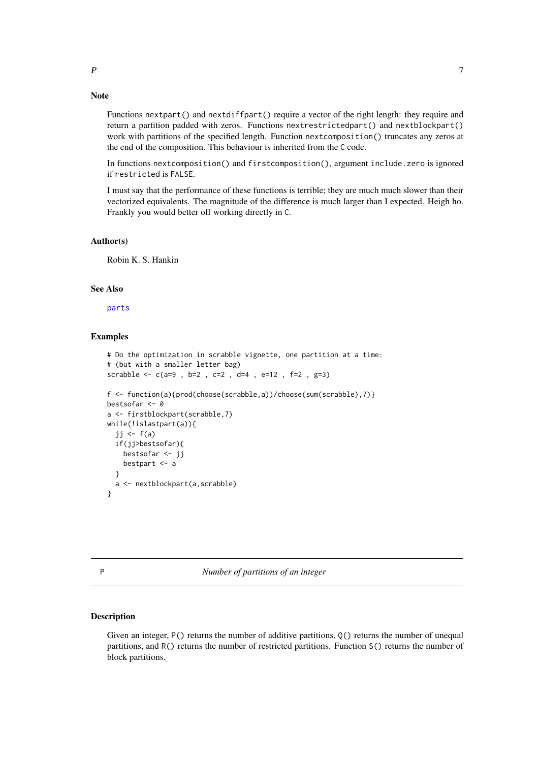### Note

Functions `nextpart()` and `nextdiffpart()` require a vector of the right length: they require and return a partition padded with zeros. Functions `nextrestrictedpart()` and `nextblockpart()` work with partitions of the specified length. Function `nextcomposition()` truncates any zeros at the end of the composition. This behaviour is inherited from the `C` code.

In functions `nextcomposition()` and `firstcomposition()`, argument `include.zero` is ignored if `restricted` is `FALSE`.

I must say that the performance of these functions is terrible; they are much much slower than their vectorized equivalents. The magnitude of the difference is much larger than I expected. Heigh ho. Frankly you would better off working directly in `C`.

### Author(s)

Robin K. S. Hankin

### See Also

parts

### Examples

```
# Do the optimization in scrabble vignette, one partition at a time:
# (but with a smaller letter bag)
scrabble <- c(a=9 , b=2 , c=2 , d=4 , e=12 , f=2 , g=3)

f <- function(a){prod(choose(scrabble,a))/choose(sum(scrabble),7)}
bestsofar <- 0
a <- firstblockpart(scrabble,7)
while(!islastpart(a)){
  jj <- f(a)
  if(jj>bestsofar){
    bestsofar <- jj
    bestpart <- a
  }
  a <- nextblockpart(a,scrabble)
}
```

---

## P — *Number of partitions of an integer*

### Description

Given an integer, `P()` returns the number of additive partitions, `Q()` returns the number of unequal partitions, and `R()` returns the number of restricted partitions. Function `S()` returns the number of block partitions.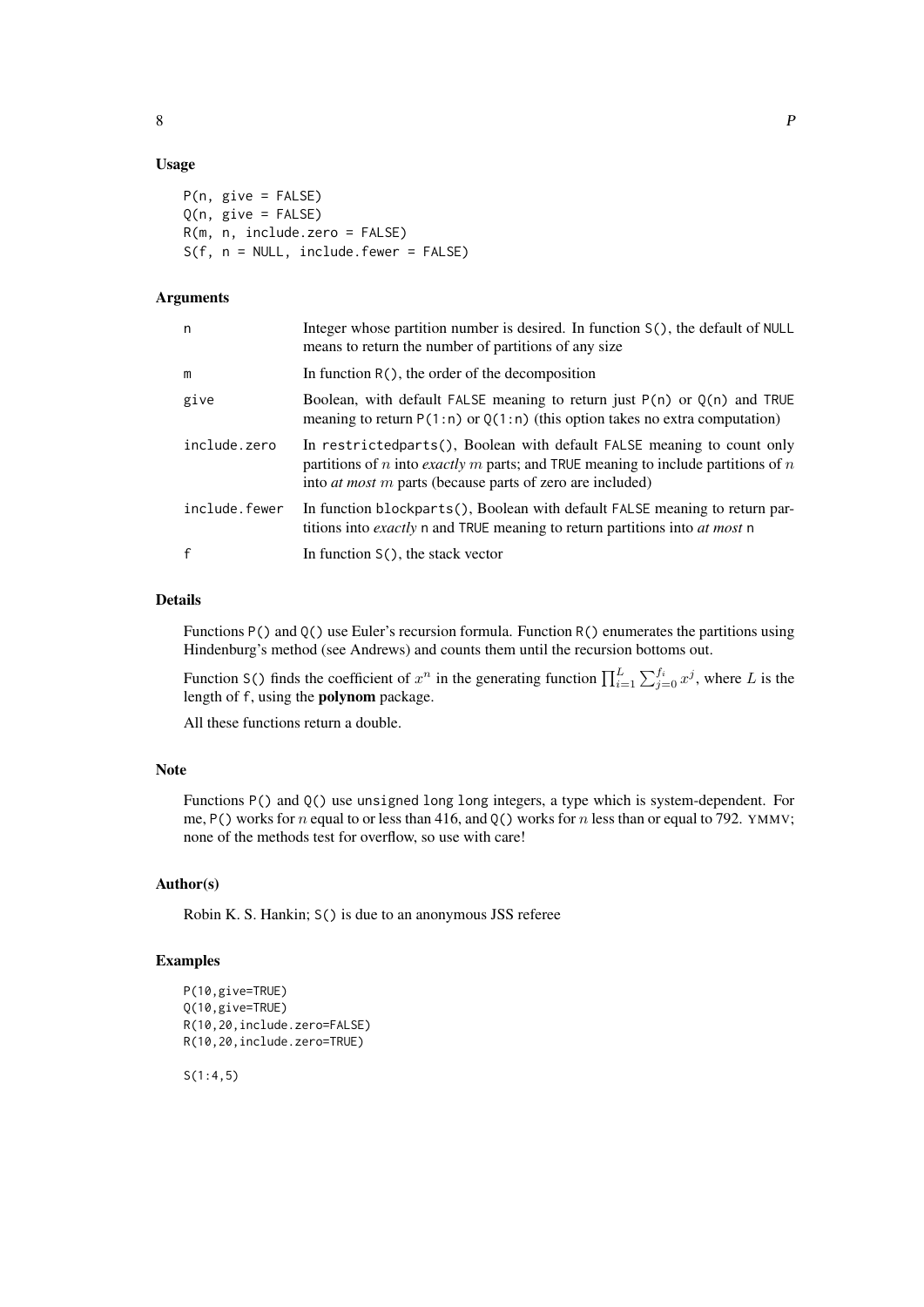### Usage

```
P(n, give = FALSE)
Q(n, give = FALSE)
R(m, n, include.zero = FALSE)
S(f, n = NULL, include.fewer = FALSE)
```

### Arguments

| | |
|---|---|
| n | Integer whose partition number is desired. In function S(), the default of NULL means to return the number of partitions of any size |
| m | In function R(), the order of the decomposition |
| give | Boolean, with default FALSE meaning to return just P(n) or Q(n) and TRUE meaning to return P(1:n) or Q(1:n) (this option takes no extra computation) |
| include.zero | In restrictedparts(), Boolean with default FALSE meaning to count only partitions of $n$ into *exactly* $m$ parts; and TRUE meaning to include partitions of $n$ into *at most* $m$ parts (because parts of zero are included) |
| include.fewer | In function blockparts(), Boolean with default FALSE meaning to return partitions into *exactly* n and TRUE meaning to return partitions into *at most* n |
| f | In function S(), the stack vector |

### Details

Functions P() and Q() use Euler's recursion formula. Function R() enumerates the partitions using Hindenburg's method (see Andrews) and counts them until the recursion bottoms out.

Function S() finds the coefficient of $x^n$ in the generating function $\prod_{i=1}^{L} \sum_{j=0}^{f_i} x^j$, where $L$ is the length of f, using the **polynom** package.

All these functions return a double.

### Note

Functions P() and Q() use unsigned long long integers, a type which is system-dependent. For me, P() works for $n$ equal to or less than 416, and Q() works for $n$ less than or equal to 792. YMMV; none of the methods test for overflow, so use with care!

### Author(s)

Robin K. S. Hankin; S() is due to an anonymous JSS referee

### Examples

```
P(10,give=TRUE)
Q(10,give=TRUE)
R(10,20,include.zero=FALSE)
R(10,20,include.zero=TRUE)

S(1:4,5)
```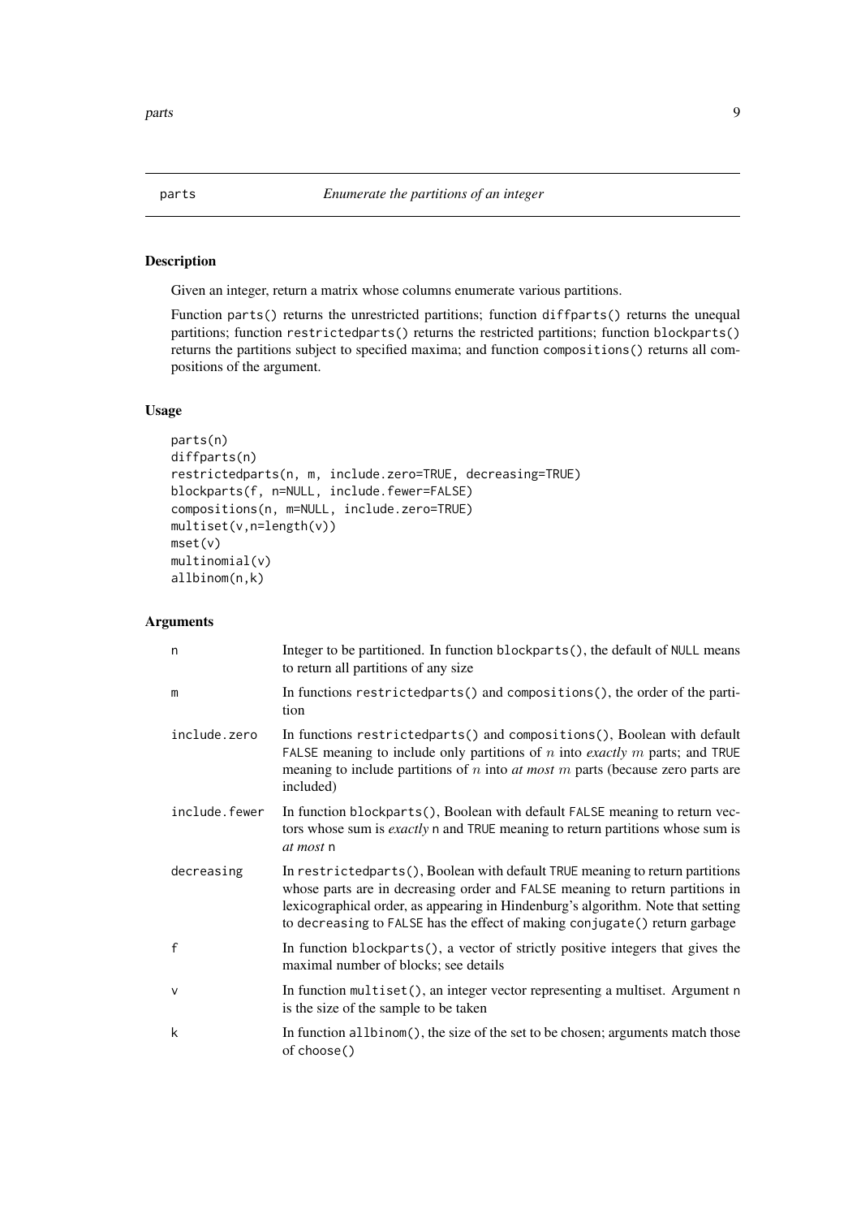## parts — *Enumerate the partitions of an integer*

### Description

Given an integer, return a matrix whose columns enumerate various partitions.

Function `parts()` returns the unrestricted partitions; function `diffparts()` returns the unequal partitions; function `restrictedparts()` returns the restricted partitions; function `blockparts()` returns the partitions subject to specified maxima; and function `compositions()` returns all compositions of the argument.

### Usage

```
parts(n)
diffparts(n)
restrictedparts(n, m, include.zero=TRUE, decreasing=TRUE)
blockparts(f, n=NULL, include.fewer=FALSE)
compositions(n, m=NULL, include.zero=TRUE)
multiset(v,n=length(v))
mset(v)
multinomial(v)
allbinom(n,k)
```

### Arguments

| | |
|---|---|
| `n` | Integer to be partitioned. In function `blockparts()`, the default of `NULL` means to return all partitions of any size |
| `m` | In functions `restrictedparts()` and `compositions()`, the order of the partition |
| `include.zero` | In functions `restrictedparts()` and `compositions()`, Boolean with default `FALSE` meaning to include only partitions of $n$ into *exactly* $m$ parts; and `TRUE` meaning to include partitions of $n$ into *at most* $m$ parts (because zero parts are included) |
| `include.fewer` | In function `blockparts()`, Boolean with default `FALSE` meaning to return vectors whose sum is *exactly* `n` and `TRUE` meaning to return partitions whose sum is *at most* `n` |
| `decreasing` | In `restrictedparts()`, Boolean with default `TRUE` meaning to return partitions whose parts are in decreasing order and `FALSE` meaning to return partitions in lexicographical order, as appearing in Hindenburg's algorithm. Note that setting to `decreasing` to `FALSE` has the effect of making `conjugate()` return garbage |
| `f` | In function `blockparts()`, a vector of strictly positive integers that gives the maximal number of blocks; see details |
| `v` | In function `multiset()`, an integer vector representing a multiset. Argument `n` is the size of the sample to be taken |
| `k` | In function `allbinom()`, the size of the set to be chosen; arguments match those of `choose()` |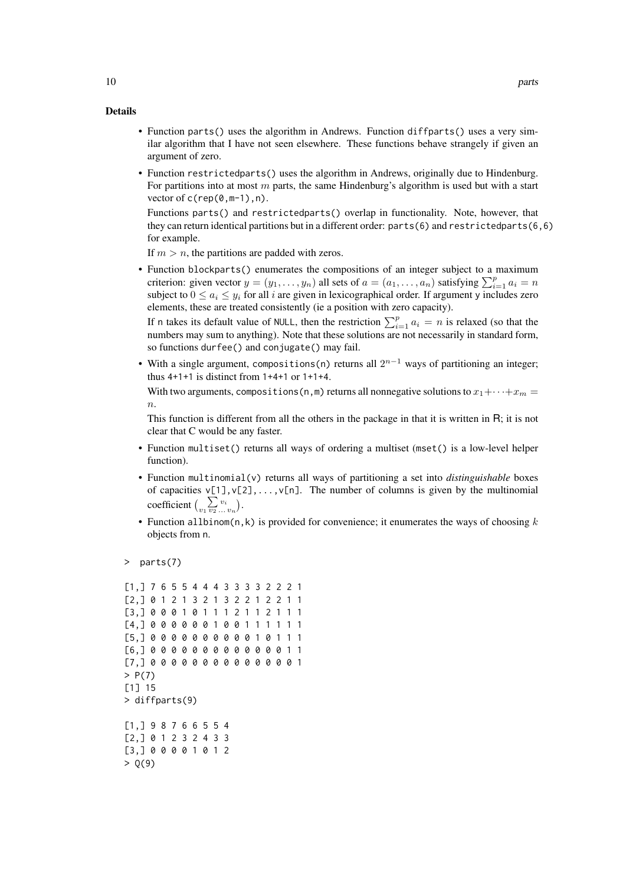### Details

- Function parts() uses the algorithm in Andrews. Function diffparts() uses a very similar algorithm that I have not seen elsewhere. These functions behave strangely if given an argument of zero.
- Function restrictedparts() uses the algorithm in Andrews, originally due to Hindenburg. For partitions into at most $m$ parts, the same Hindenburg's algorithm is used but with a start vector of c(rep(0,m-1),n).

  Functions parts() and restrictedparts() overlap in functionality. Note, however, that they can return identical partitions but in a different order: parts(6) and restrictedparts(6,6) for example.

  If $m > n$, the partitions are padded with zeros.
- Function blockparts() enumerates the compositions of an integer subject to a maximum criterion: given vector $y = (y_1, \ldots, y_n)$ all sets of $a = (a_1, \ldots, a_n)$ satisfying $\sum_{i=1}^{p} a_i = n$ subject to $0 \leq a_i \leq y_i$ for all $i$ are given in lexicographical order. If argument y includes zero elements, these are treated consistently (ie a position with zero capacity).

  If n takes its default value of NULL, then the restriction $\sum_{i=1}^{p} a_i = n$ is relaxed (so that the numbers may sum to anything). Note that these solutions are not necessarily in standard form, so functions durfee() and conjugate() may fail.
- With a single argument, compositions(n) returns all $2^{n-1}$ ways of partitioning an integer; thus 4+1+1 is distinct from 1+4+1 or 1+1+4.

  With two arguments, compositions(n,m) returns all nonnegative solutions to $x_1 + \cdots + x_m = n$.

  This function is different from all the others in the package in that it is written in R; it is not clear that C would be any faster.
- Function multiset() returns all ways of ordering a multiset (mset() is a low-level helper function).
- Function multinomial(v) returns all ways of partitioning a set into *distinguishable* boxes of capacities v[1],v[2],...,v[n]. The number of columns is given by the multinomial coefficient $\binom{\sum v_i}{v_1\, v_2\, \ldots\, v_n}$.
- Function allbinom(n,k) is provided for convenience; it enumerates the ways of choosing $k$ objects from n.

```
>  parts(7)

[1,] 7 6 5 5 4 4 4 3 3 3 3 2 2 2 1
[2,] 0 1 2 1 3 2 1 3 2 2 1 2 2 1 1
[3,] 0 0 0 1 0 1 1 1 2 1 1 2 1 1 1
[4,] 0 0 0 0 0 0 1 0 0 1 1 1 1 1 1
[5,] 0 0 0 0 0 0 0 0 0 0 1 0 1 1 1
[6,] 0 0 0 0 0 0 0 0 0 0 0 0 0 1 1
[7,] 0 0 0 0 0 0 0 0 0 0 0 0 0 0 1
> P(7)
[1] 15
> diffparts(9)

[1,] 9 8 7 6 6 5 5 4
[2,] 0 1 2 3 2 4 3 3
[3,] 0 0 0 0 1 0 1 2
> Q(9)
```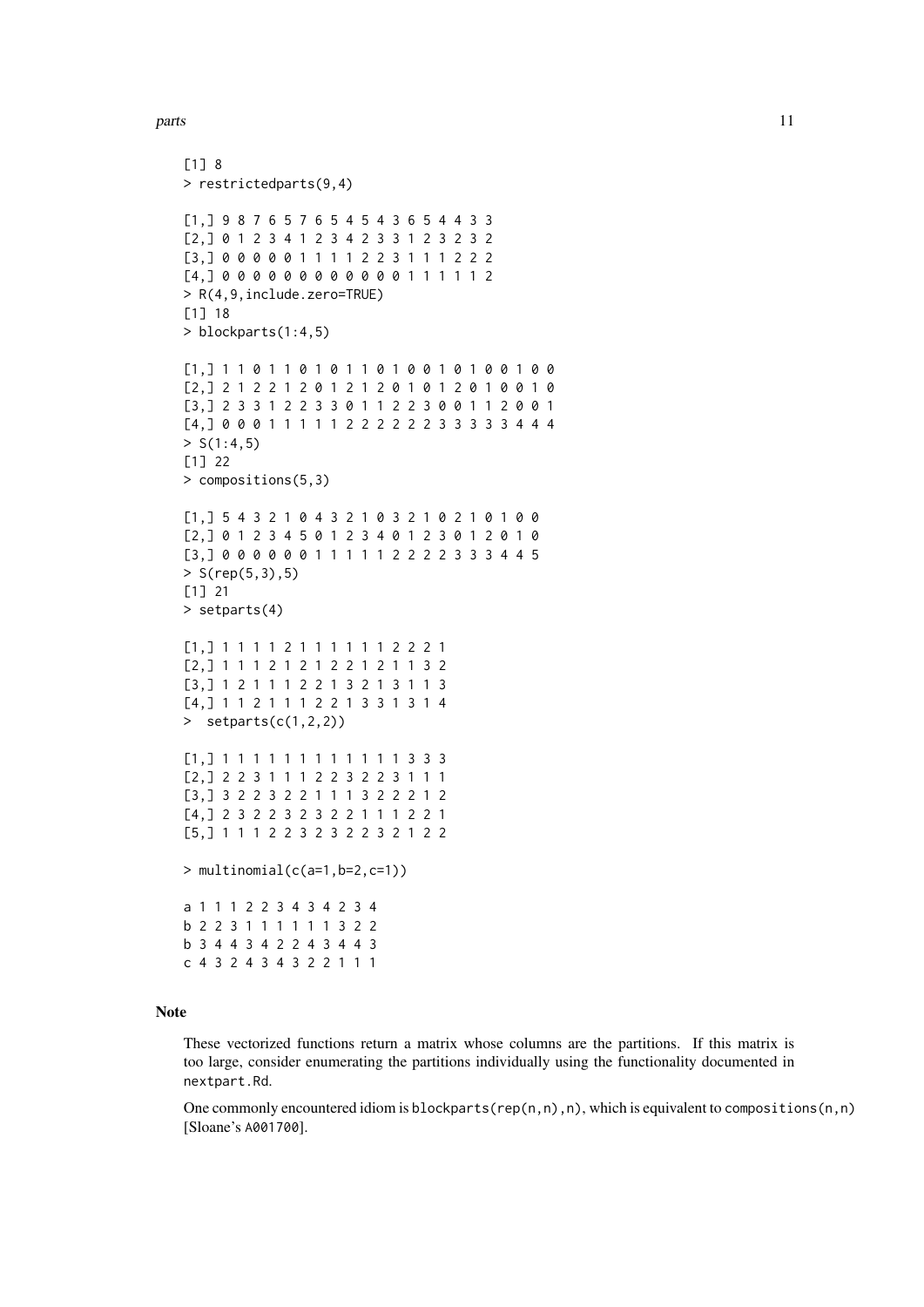```
[1] 8
> restrictedparts(9,4)

[1,] 9 8 7 6 5 7 6 5 4 5 4 3 6 5 4 4 3 3
[2,] 0 1 2 3 4 1 2 3 4 2 3 3 1 2 3 2 3 2
[3,] 0 0 0 0 0 1 1 1 1 2 2 3 1 1 1 2 2 2
[4,] 0 0 0 0 0 0 0 0 0 0 0 0 1 1 1 1 1 2
> R(4,9,include.zero=TRUE)
[1] 18
> blockparts(1:4,5)

[1,] 1 1 0 1 1 0 1 0 1 1 0 1 0 0 1 0 1 0 0 1 0 0
[2,] 2 1 2 2 1 2 0 1 2 1 2 0 1 0 1 2 0 1 0 0 1 0
[3,] 2 3 3 1 2 2 3 3 0 1 1 2 2 3 0 0 1 1 2 0 0 1
[4,] 0 0 0 1 1 1 1 1 2 2 2 2 2 2 3 3 3 3 3 4 4 4
> S(1:4,5)
[1] 22
> compositions(5,3)

[1,] 5 4 3 2 1 0 4 3 2 1 0 3 2 1 0 2 1 0 1 0 0
[2,] 0 1 2 3 4 5 0 1 2 3 4 0 1 2 3 0 1 2 0 1 0
[3,] 0 0 0 0 0 0 1 1 1 1 1 2 2 2 2 3 3 3 4 4 5
> S(rep(5,3),5)
[1] 21
> setparts(4)

[1,] 1 1 1 1 2 1 1 1 1 1 1 2 2 2 1
[2,] 1 1 1 2 1 2 1 2 2 1 2 1 1 3 2
[3,] 1 2 1 1 1 2 2 1 3 2 1 3 1 1 3
[4,] 1 1 2 1 1 1 2 2 1 3 3 1 3 1 4
>  setparts(c(1,2,2))

[1,] 1 1 1 1 1 1 1 1 1 1 1 1 3 3 3
[2,] 2 2 3 1 1 1 2 2 3 2 2 3 1 1 1
[3,] 3 2 2 3 2 2 1 1 1 3 2 2 2 1 2
[4,] 2 3 2 2 3 2 3 2 2 1 1 1 2 2 1
[5,] 1 1 1 2 2 3 2 3 2 2 3 2 1 2 2

> multinomial(c(a=1,b=2,c=1))

a 1 1 1 2 2 3 4 3 4 2 3 4
b 2 2 3 1 1 1 1 1 1 3 2 2
b 3 4 4 3 4 2 2 4 3 4 4 3
c 4 3 2 4 3 4 3 2 2 1 1 1
```

## Note

These vectorized functions return a matrix whose columns are the partitions. If this matrix is too large, consider enumerating the partitions individually using the functionality documented in `nextpart.Rd`.

One commonly encountered idiom is `blockparts(rep(n,n),n)`, which is equivalent to `compositions(n,n)` [Sloane's `A001700`].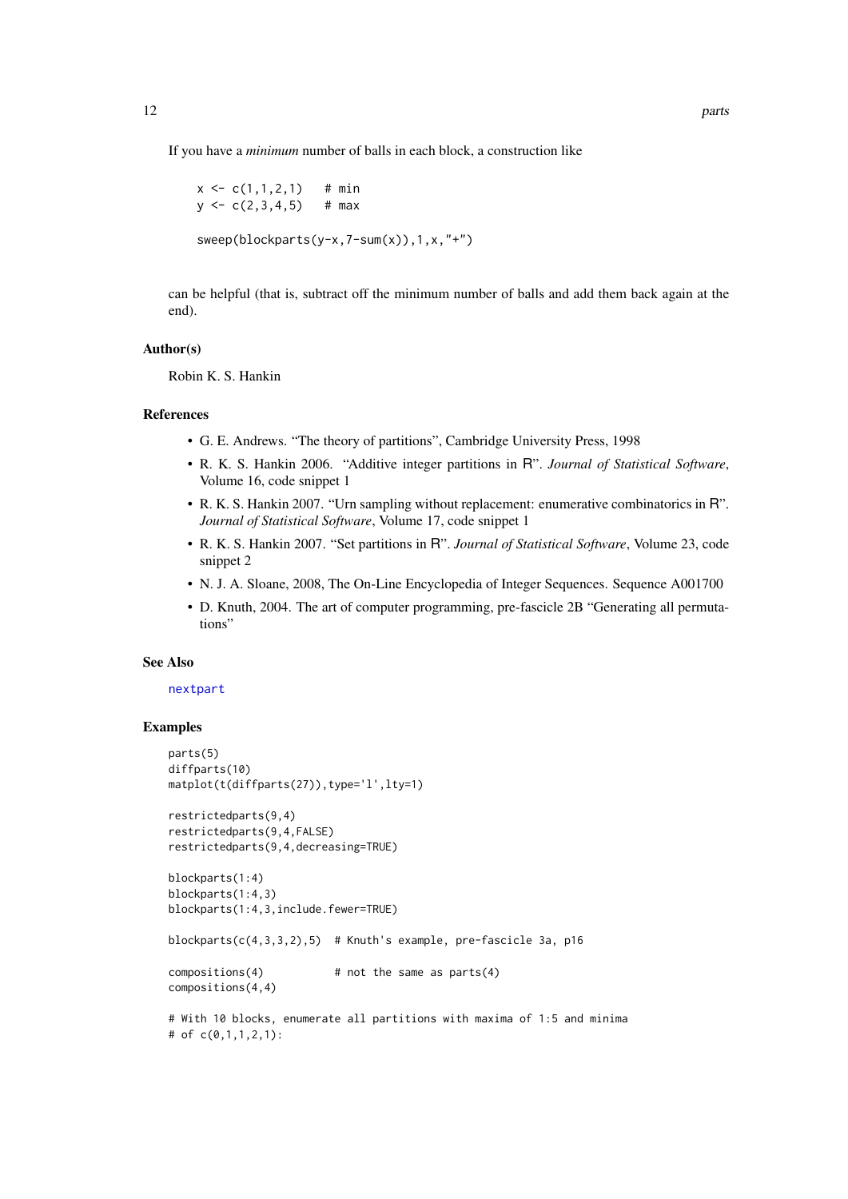If you have a *minimum* number of balls in each block, a construction like

```
x <- c(1,1,2,1)   # min
y <- c(2,3,4,5)   # max

sweep(blockparts(y-x,7-sum(x)),1,x,"+")
```

can be helpful (that is, subtract off the minimum number of balls and add them back again at the end).

### Author(s)

Robin K. S. Hankin

### References

- G. E. Andrews. "The theory of partitions", Cambridge University Press, 1998
- R. K. S. Hankin 2006. "Additive integer partitions in R". *Journal of Statistical Software*, Volume 16, code snippet 1
- R. K. S. Hankin 2007. "Urn sampling without replacement: enumerative combinatorics in R". *Journal of Statistical Software*, Volume 17, code snippet 1
- R. K. S. Hankin 2007. "Set partitions in R". *Journal of Statistical Software*, Volume 23, code snippet 2
- N. J. A. Sloane, 2008, The On-Line Encyclopedia of Integer Sequences. Sequence A001700
- D. Knuth, 2004. The art of computer programming, pre-fascicle 2B "Generating all permutations"

### See Also

nextpart

### Examples

```
parts(5)
diffparts(10)
matplot(t(diffparts(27)),type='l',lty=1)

restrictedparts(9,4)
restrictedparts(9,4,FALSE)
restrictedparts(9,4,decreasing=TRUE)

blockparts(1:4)
blockparts(1:4,3)
blockparts(1:4,3,include.fewer=TRUE)

blockparts(c(4,3,3,2),5)  # Knuth's example, pre-fascicle 3a, p16

compositions(4)           # not the same as parts(4)
compositions(4,4)

# With 10 blocks, enumerate all partitions with maxima of 1:5 and minima
# of c(0,1,1,2,1):
```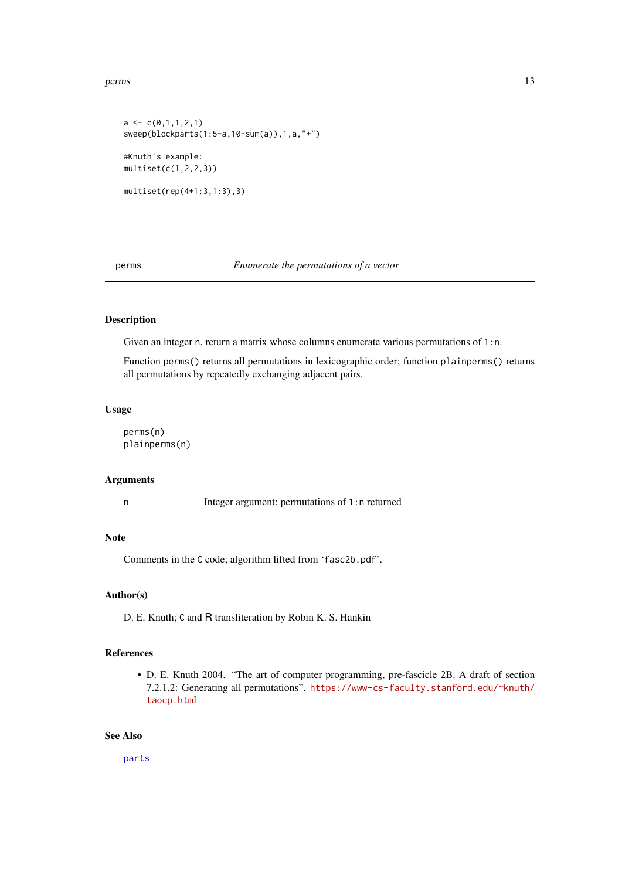```
a <- c(0,1,1,2,1)
sweep(blockparts(1:5-a,10-sum(a)),1,a,"+")

#Knuth's example:
multiset(c(1,2,2,3))

multiset(rep(4+1:3,1:3),3)
```

---

perms *Enumerate the permutations of a vector*

---

### Description

Given an integer `n`, return a matrix whose columns enumerate various permutations of `1:n`.

Function `perms()` returns all permutations in lexicographic order; function `plainperms()` returns all permutations by repeatedly exchanging adjacent pairs.

### Usage

```
perms(n)
plainperms(n)
```

### Arguments

| | |
|---|---|
| `n` | Integer argument; permutations of `1:n` returned |

### Note

Comments in the `C` code; algorithm lifted from '`fasc2b.pdf`'.

### Author(s)

D. E. Knuth; `C` and R transliteration by Robin K. S. Hankin

### References

- D. E. Knuth 2004. "The art of computer programming, pre-fascicle 2B. A draft of section 7.2.1.2: Generating all permutations". https://www-cs-faculty.stanford.edu/~knuth/taocp.html

### See Also

parts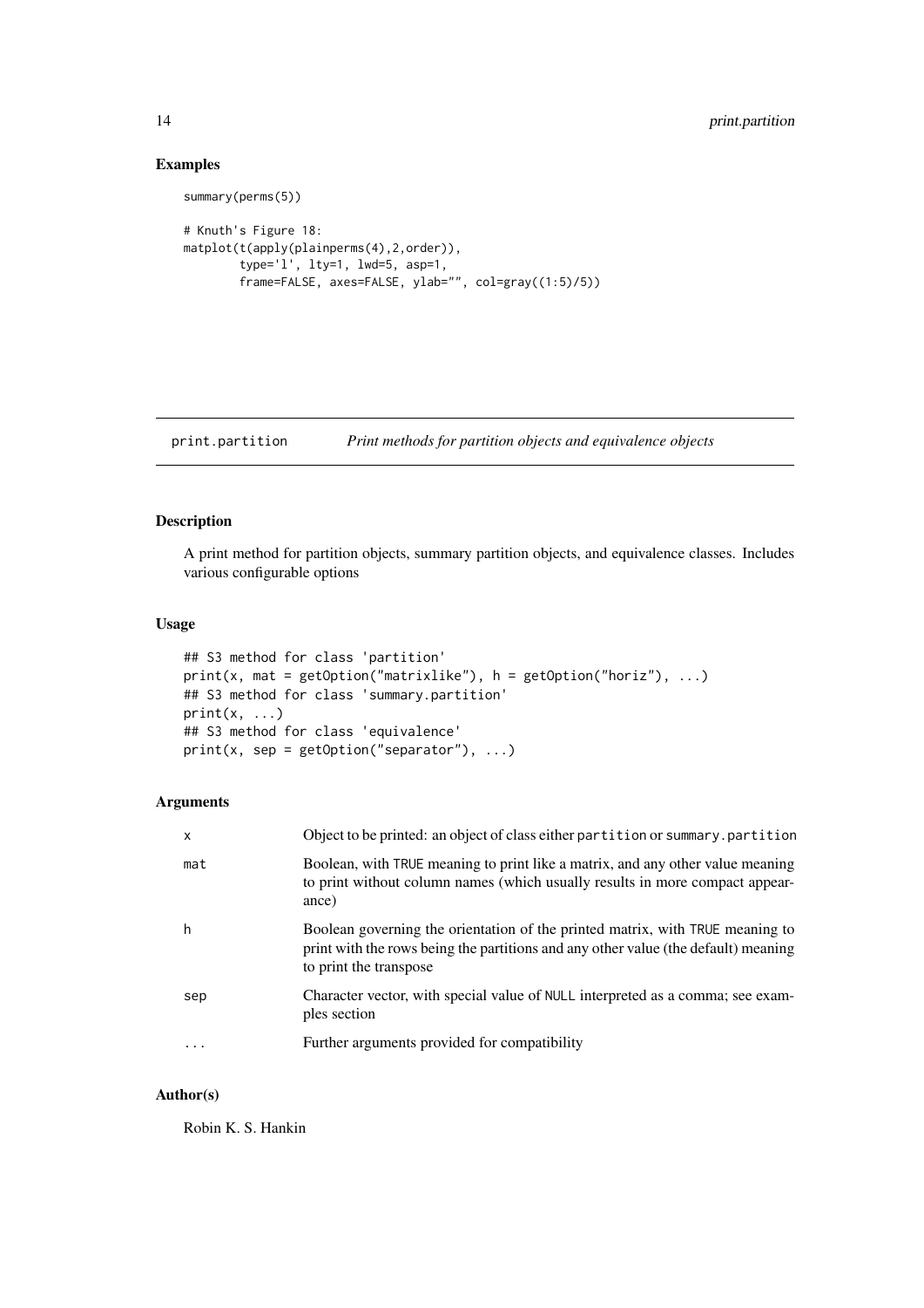## Examples

```
summary(perms(5))

# Knuth's Figure 18:
matplot(t(apply(plainperms(4),2,order)),
        type='l', lty=1, lwd=5, asp=1,
        frame=FALSE, axes=FALSE, ylab="", col=gray((1:5)/5))
```

---

# print.partition — *Print methods for partition objects and equivalence objects*

---

## Description

A print method for partition objects, summary partition objects, and equivalence classes. Includes various configurable options

## Usage

```
## S3 method for class 'partition'
print(x, mat = getOption("matrixlike"), h = getOption("horiz"), ...)
## S3 method for class 'summary.partition'
print(x, ...)
## S3 method for class 'equivalence'
print(x, sep = getOption("separator"), ...)
```

## Arguments

| | |
|---|---|
| `x` | Object to be printed: an object of class either `partition` or `summary.partition` |
| `mat` | Boolean, with `TRUE` meaning to print like a matrix, and any other value meaning to print without column names (which usually results in more compact appearance) |
| `h` | Boolean governing the orientation of the printed matrix, with `TRUE` meaning to print with the rows being the partitions and any other value (the default) meaning to print the transpose |
| `sep` | Character vector, with special value of `NULL` interpreted as a comma; see examples section |
| `...` | Further arguments provided for compatibility |

## Author(s)

Robin K. S. Hankin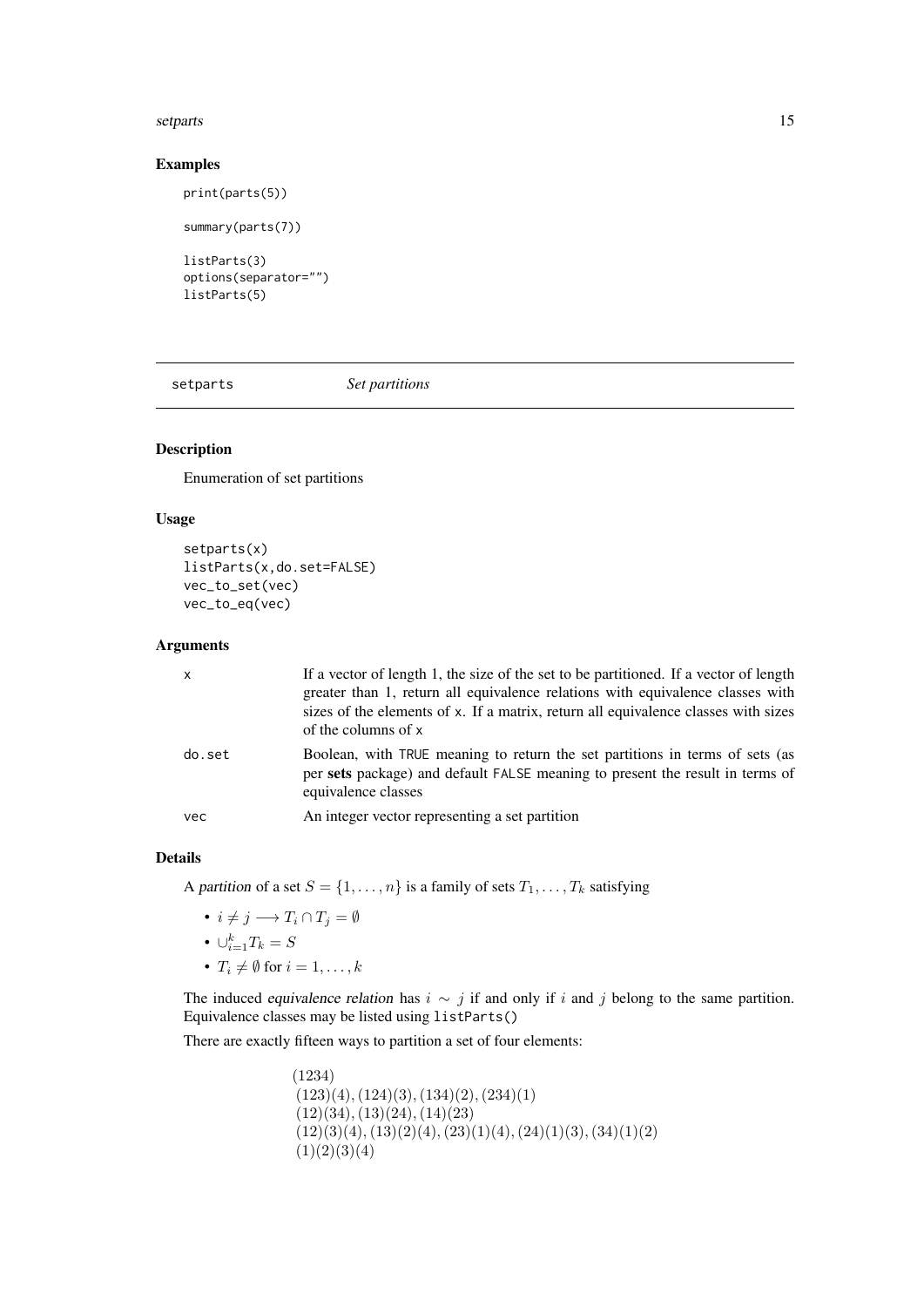### Examples

```
print(parts(5))

summary(parts(7))

listParts(3)
options(separator="")
listParts(5)
```

---

## setparts *Set partitions*

---

### Description

Enumeration of set partitions

### Usage

```
setparts(x)
listParts(x,do.set=FALSE)
vec_to_set(vec)
vec_to_eq(vec)
```

### Arguments

| | |
|---|---|
| x | If a vector of length 1, the size of the set to be partitioned. If a vector of length greater than 1, return all equivalence relations with equivalence classes with sizes of the elements of x. If a matrix, return all equivalence classes with sizes of the columns of x |
| do.set | Boolean, with TRUE meaning to return the set partitions in terms of sets (as per **sets** package) and default FALSE meaning to present the result in terms of equivalence classes |
| vec | An integer vector representing a set partition |

### Details

A *partition* of a set $S = \{1, \ldots, n\}$ is a family of sets $T_1, \ldots, T_k$ satisfying

- $i \neq j \longrightarrow T_i \cap T_j = \emptyset$
- $\cup_{i=1}^{k} T_k = S$
- $T_i \neq \emptyset$ for $i = 1, \ldots, k$

The induced *equivalence relation* has $i \sim j$ if and only if $i$ and $j$ belong to the same partition. Equivalence classes may be listed using `listParts()`

There are exactly fifteen ways to partition a set of four elements:

$$
\begin{array}{l}
(1234) \\
(123)(4), (124)(3), (134)(2), (234)(1) \\
(12)(34), (13)(24), (14)(23) \\
(12)(3)(4), (13)(2)(4), (23)(1)(4), (24)(1)(3), (34)(1)(2) \\
(1)(2)(3)(4)
\end{array}
$$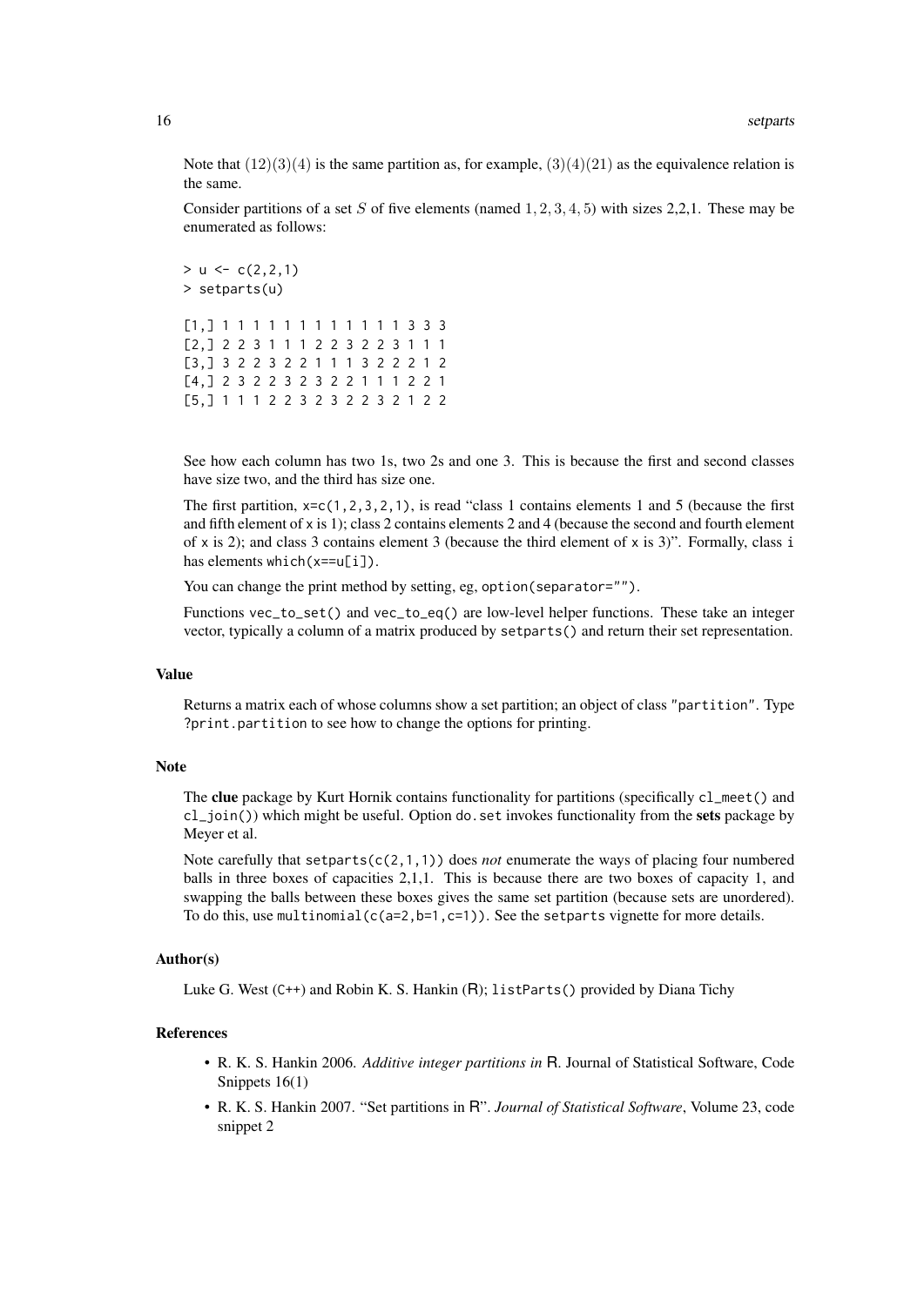Note that $(12)(3)(4)$ is the same partition as, for example, $(3)(4)(21)$ as the equivalence relation is the same.

Consider partitions of a set $S$ of five elements (named $1, 2, 3, 4, 5$) with sizes 2,2,1. These may be enumerated as follows:

```
> u <- c(2,2,1)
> setparts(u)

[1,] 1 1 1 1 1 1 1 1 1 1 1 1 3 3 3
[2,] 2 2 3 1 1 1 2 2 3 2 2 3 1 1 1
[3,] 3 2 2 3 2 2 1 1 1 3 2 2 2 1 2
[4,] 2 3 2 2 3 2 3 2 2 1 1 1 2 2 1
[5,] 1 1 1 2 2 3 2 3 2 2 3 2 1 2 2
```

See how each column has two 1s, two 2s and one 3. This is because the first and second classes have size two, and the third has size one.

The first partition, `x=c(1,2,3,2,1)`, is read "class 1 contains elements 1 and 5 (because the first and fifth element of `x` is 1); class 2 contains elements 2 and 4 (because the second and fourth element of `x` is 2); and class 3 contains element 3 (because the third element of `x` is 3)". Formally, class `i` has elements `which(x==u[i])`.

You can change the print method by setting, eg, `option(separator="")`.

Functions `vec_to_set()` and `vec_to_eq()` are low-level helper functions. These take an integer vector, typically a column of a matrix produced by `setparts()` and return their set representation.

### Value

Returns a matrix each of whose columns show a set partition; an object of class `"partition"`. Type `?print.partition` to see how to change the options for printing.

### Note

The **clue** package by Kurt Hornik contains functionality for partitions (specifically `cl_meet()` and `cl_join()`) which might be useful. Option `do.set` invokes functionality from the **sets** package by Meyer et al.

Note carefully that `setparts(c(2,1,1))` does *not* enumerate the ways of placing four numbered balls in three boxes of capacities 2,1,1. This is because there are two boxes of capacity 1, and swapping the balls between these boxes gives the same set partition (because sets are unordered). To do this, use `multinomial(c(a=2,b=1,c=1))`. See the `setparts` vignette for more details.

### Author(s)

Luke G. West (C++) and Robin K. S. Hankin (R); `listParts()` provided by Diana Tichy

### References

- R. K. S. Hankin 2006. *Additive integer partitions in* R. Journal of Statistical Software, Code Snippets 16(1)
- R. K. S. Hankin 2007. "Set partitions in R". *Journal of Statistical Software*, Volume 23, code snippet 2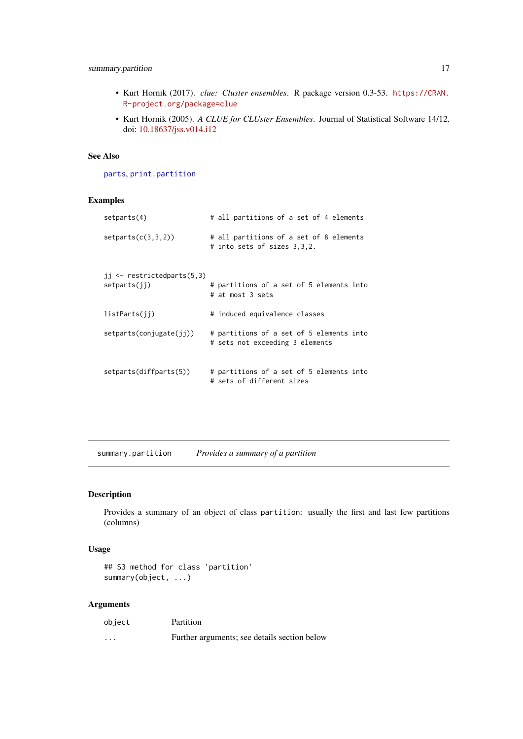- Kurt Hornik (2017). *clue: Cluster ensembles*. R package version 0.3-53. https://CRAN.R-project.org/package=clue
- Kurt Hornik (2005). *A CLUE for CLUster Ensembles*. Journal of Statistical Software 14/12. doi: 10.18637/jss.v014.i12

### See Also

`parts`, `print.partition`

### Examples

```
setparts(4)               # all partitions of a set of 4 elements

setparts(c(3,3,2))        # all partitions of a set of 8 elements
                          # into sets of sizes 3,3,2.


jj <- restrictedparts(5,3)
setparts(jj)              # partitions of a set of 5 elements into
                          # at most 3 sets

listParts(jj)             # induced equivalence classes

setparts(conjugate(jj))   # partitions of a set of 5 elements into
                          # sets not exceeding 3 elements


setparts(diffparts(5))    # partitions of a set of 5 elements into
                          # sets of different sizes
```

---

## summary.partition    *Provides a summary of a partition*

---

### Description

Provides a summary of an object of class `partition`: usually the first and last few partitions (columns)

### Usage

```
## S3 method for class 'partition'
summary(object, ...)
```

### Arguments

| | |
|---|---|
| `object` | Partition |
| `...` | Further arguments; see details section below |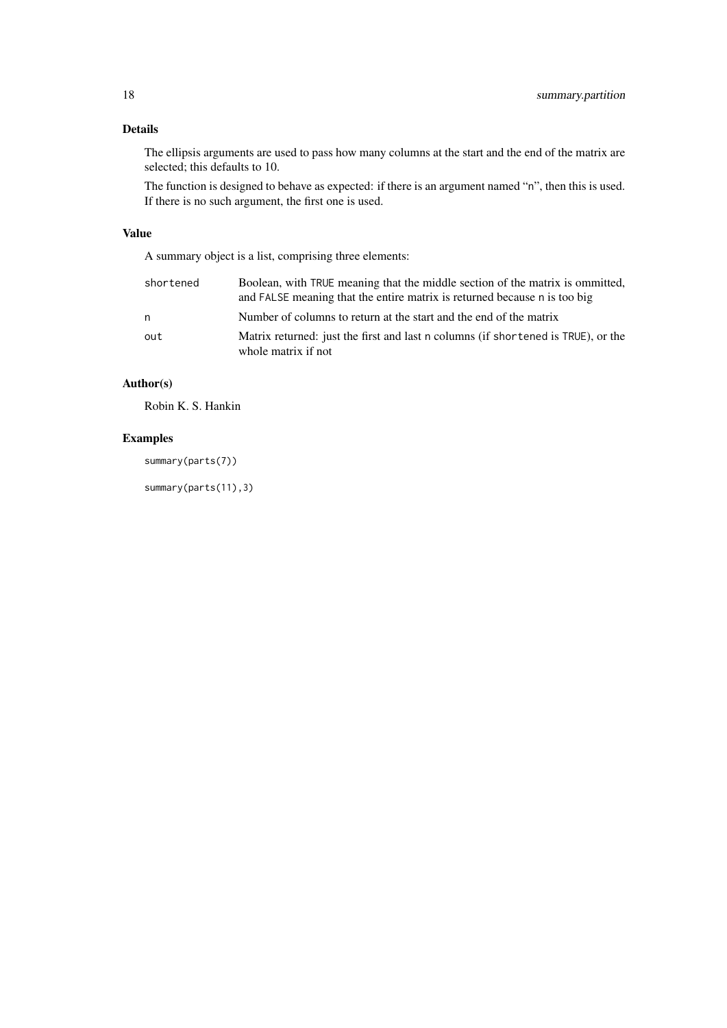## Details

The ellipsis arguments are used to pass how many columns at the start and the end of the matrix are selected; this defaults to 10.

The function is designed to behave as expected: if there is an argument named "n", then this is used. If there is no such argument, the first one is used.

## Value

A summary object is a list, comprising three elements:

| | |
|---|---|
| `shortened` | Boolean, with `TRUE` meaning that the middle section of the matrix is ommitted, and `FALSE` meaning that the entire matrix is returned because `n` is too big |
| `n` | Number of columns to return at the start and the end of the matrix |
| `out` | Matrix returned: just the first and last `n` columns (if `shortened` is `TRUE`), or the whole matrix if not |

## Author(s)

Robin K. S. Hankin

## Examples

```
summary(parts(7))

summary(parts(11),3)
```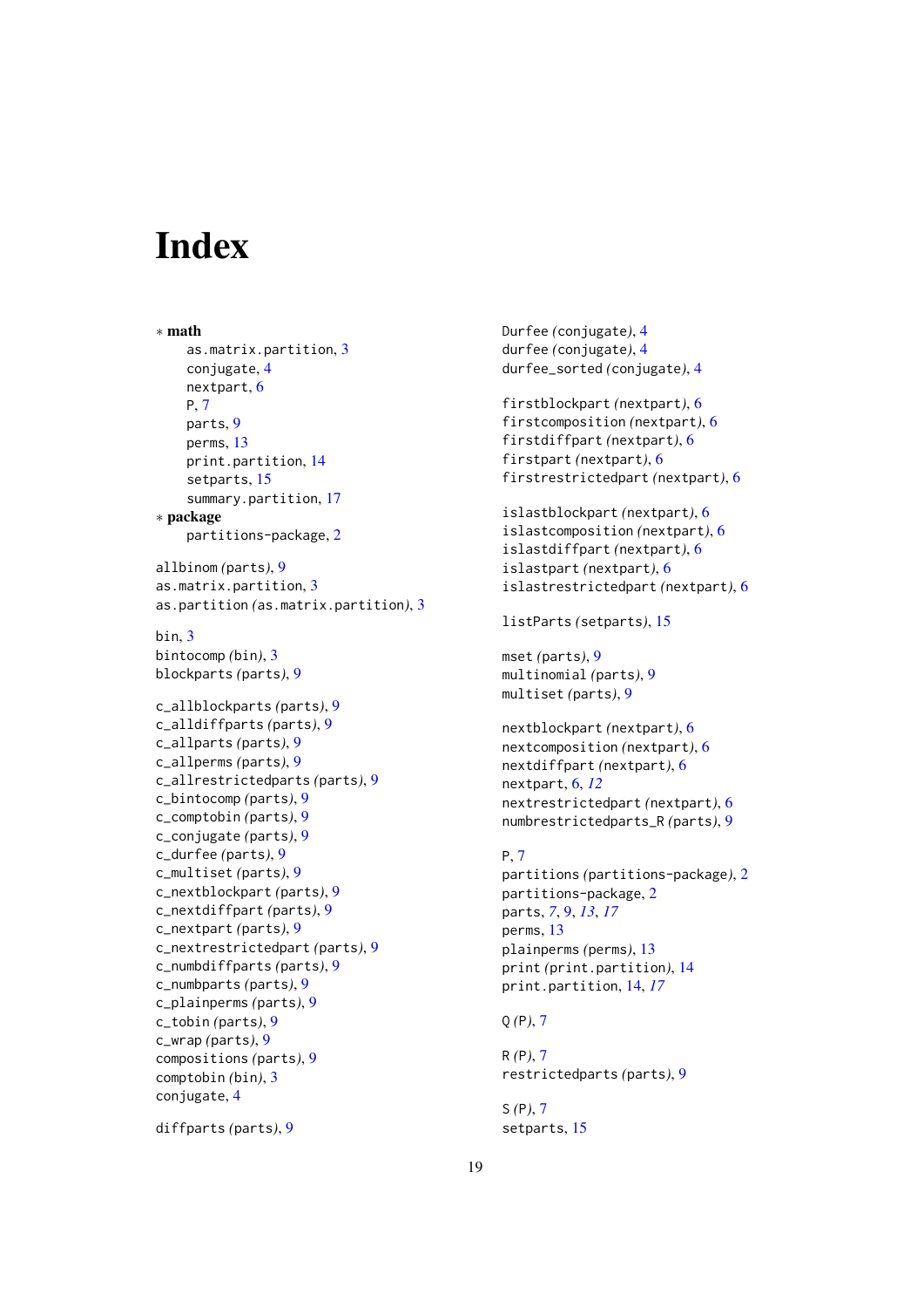# Index

* **math**
  - as.matrix.partition, 3
  - conjugate, 4
  - nextpart, 6
  - P, 7
  - parts, 9
  - perms, 13
  - print.partition, 14
  - setparts, 15
  - summary.partition, 17
* **package**
  - partitions-package, 2

allbinom *(parts)*, 9
as.matrix.partition, 3
as.partition *(as.matrix.partition)*, 3

bin, 3
bintocomp *(bin)*, 3
blockparts *(parts)*, 9

c_allblockparts *(parts)*, 9
c_alldiffparts *(parts)*, 9
c_allparts *(parts)*, 9
c_allperms *(parts)*, 9
c_allrestrictedparts *(parts)*, 9
c_bintocomp *(parts)*, 9
c_comptobin *(parts)*, 9
c_conjugate *(parts)*, 9
c_durfee *(parts)*, 9
c_multiset *(parts)*, 9
c_nextblockpart *(parts)*, 9
c_nextdiffpart *(parts)*, 9
c_nextpart *(parts)*, 9
c_nextrestrictedpart *(parts)*, 9
c_numbdiffparts *(parts)*, 9
c_numbparts *(parts)*, 9
c_plainperms *(parts)*, 9
c_tobin *(parts)*, 9
c_wrap *(parts)*, 9
compositions *(parts)*, 9
comptobin *(bin)*, 3
conjugate, 4

diffparts *(parts)*, 9

Durfee *(conjugate)*, 4
durfee *(conjugate)*, 4
durfee_sorted *(conjugate)*, 4

firstblockpart *(nextpart)*, 6
firstcomposition *(nextpart)*, 6
firstdiffpart *(nextpart)*, 6
firstpart *(nextpart)*, 6
firstrestrictedpart *(nextpart)*, 6

islastblockpart *(nextpart)*, 6
islastcomposition *(nextpart)*, 6
islastdiffpart *(nextpart)*, 6
islastpart *(nextpart)*, 6
islastrestrictedpart *(nextpart)*, 6

listParts *(setparts)*, 15

mset *(parts)*, 9
multinomial *(parts)*, 9
multiset *(parts)*, 9

nextblockpart *(nextpart)*, 6
nextcomposition *(nextpart)*, 6
nextdiffpart *(nextpart)*, 6
nextpart, 6, *12*
nextrestrictedpart *(nextpart)*, 6
numbrestrictedparts_R *(parts)*, 9

P, 7
partitions *(partitions-package)*, 2
partitions-package, 2
parts, *7*, 9, *13*, *17*
perms, 13
plainperms *(perms)*, 13
print *(print.partition)*, 14
print.partition, 14, *17*

Q *(P)*, 7

R *(P)*, 7
restrictedparts *(parts)*, 9

S *(P)*, 7
setparts, 15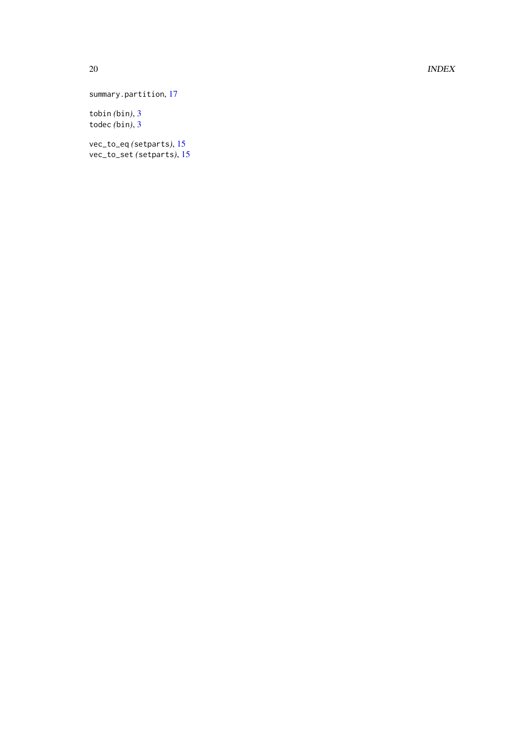summary.partition, 17

tobin *(*bin*)*, 3
todec *(*bin*)*, 3

vec_to_eq *(*setparts*)*, 15
vec_to_set *(*setparts*)*, 15